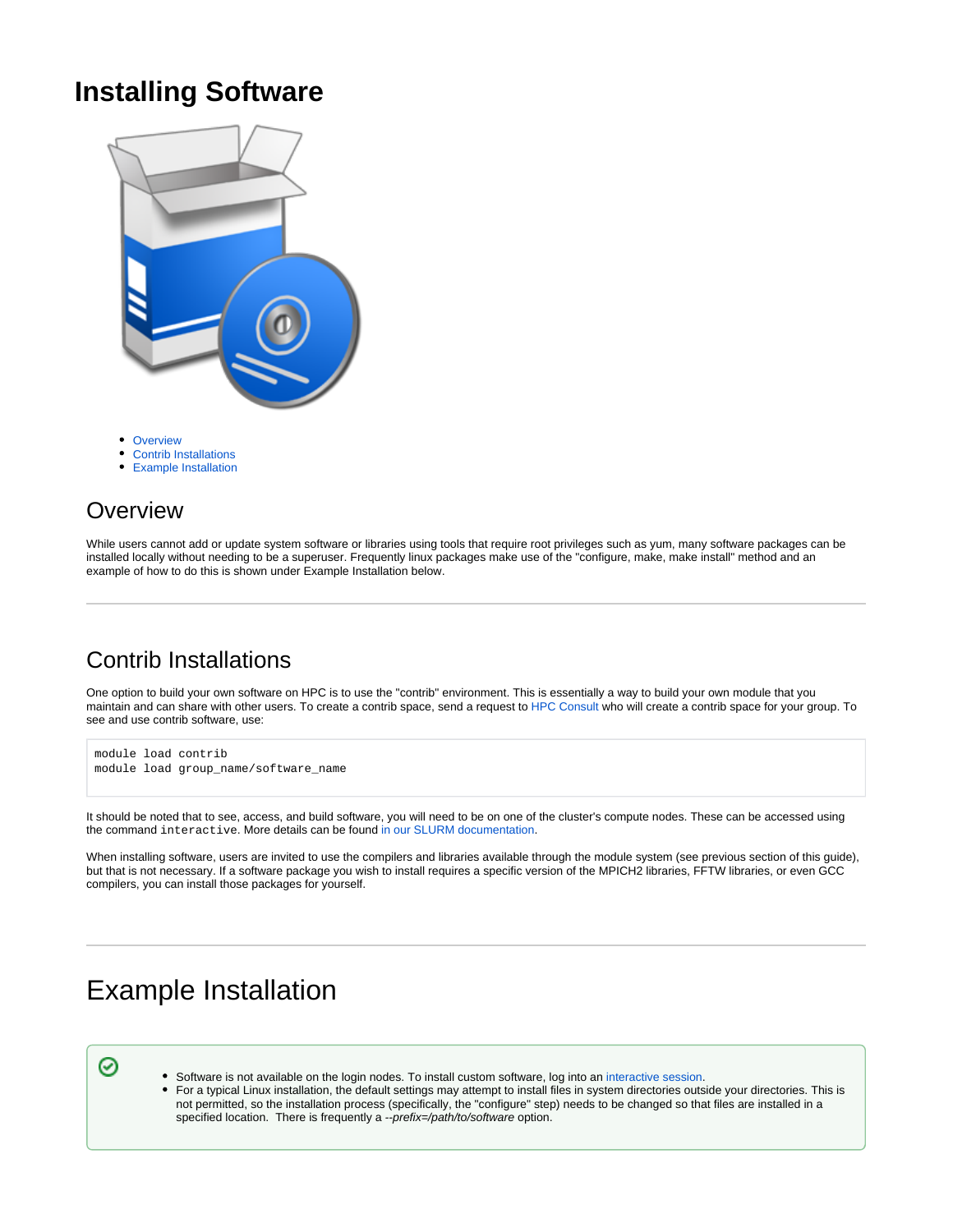# Installing Software

- Overview
- Contrib Installations
- Example Installation

## Overview

While users cannot add or update system software or libraries using tools that require root privileges such as yum, many software packages can be installed locally without needing to be a superuser. Frequently linux packages make use of the "configure, make, make install" method and an example of how to do this is shown under Example Installation below.

---

## Contrib Installations

One option to build your own software on HPC is to use the "contrib" environment. This is essentially a way to build your own module that you maintain and can share with other users. To create a contrib space, send a request to HPC Consult who will create a contrib space for your group. To see and use contrib software, use:

```
module load contrib
module load group_name/software_name
```

It should be noted that to see, access, and build software, you will need to be on one of the cluster's compute nodes. These can be accessed using the command `interactive`. More details can be found in our SLURM documentation.

When installing software, users are invited to use the compilers and libraries available through the module system (see previous section of this guide), but that is not necessary. If a software package you wish to install requires a specific version of the MPICH2 libraries, FFTW libraries, or even GCC compilers, you can install those packages for yourself.

---

# Example Installation

- Software is not available on the login nodes. To install custom software, log into an interactive session.
- For a typical Linux installation, the default settings may attempt to install files in system directories outside your directories. This is not permitted, so the installation process (specifically, the "configure" step) needs to be changed so that files are installed in a specified location. There is frequently a *--prefix=/path/to/software* option.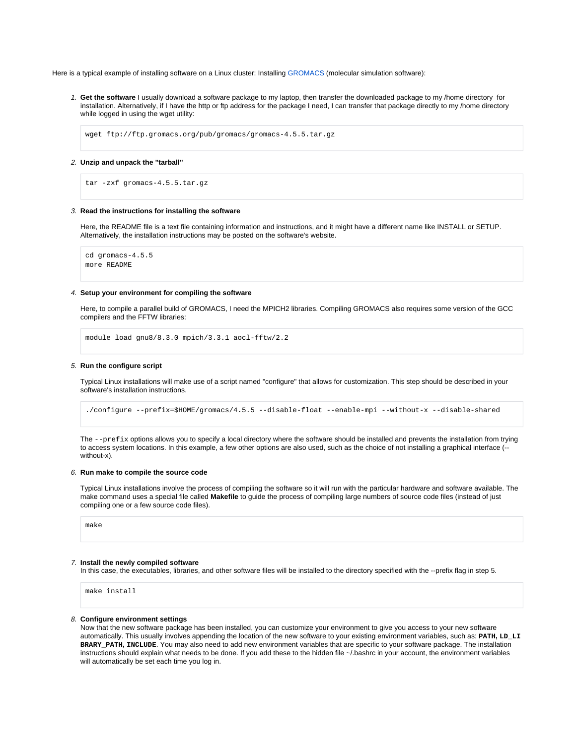Here is a typical example of installing software on a Linux cluster: Installing GROMACS (molecular simulation software):

1. **Get the software** I usually download a software package to my laptop, then transfer the downloaded package to my /home directory for installation. Alternatively, if I have the http or ftp address for the package I need, I can transfer that package directly to my /home directory while logged in using the wget utility:

   ```
   wget ftp://ftp.gromacs.org/pub/gromacs/gromacs-4.5.5.tar.gz
   ```

2. **Unzip and unpack the "tarball"**

   ```
   tar -zxf gromacs-4.5.5.tar.gz
   ```

3. **Read the instructions for installing the software**

   Here, the README file is a text file containing information and instructions, and it might have a different name like INSTALL or SETUP. Alternatively, the installation instructions may be posted on the software's website.

   ```
   cd gromacs-4.5.5
   more README
   ```

4. **Setup your environment for compiling the software**

   Here, to compile a parallel build of GROMACS, I need the MPICH2 libraries. Compiling GROMACS also requires some version of the GCC compilers and the FFTW libraries:

   ```
   module load gnu8/8.3.0 mpich/3.3.1 aocl-fftw/2.2
   ```

5. **Run the configure script**

   Typical Linux installations will make use of a script named "configure" that allows for customization. This step should be described in your software's installation instructions.

   ```
   ./configure --prefix=$HOME/gromacs/4.5.5 --disable-float --enable-mpi --without-x --disable-shared
   ```

   The `--prefix` options allows you to specify a local directory where the software should be installed and prevents the installation from trying to access system locations. In this example, a few other options are also used, such as the choice of not installing a graphical interface (--without-x).

6. **Run make to compile the source code**

   Typical Linux installations involve the process of compiling the software so it will run with the particular hardware and software available. The make command uses a special file called **Makefile** to guide the process of compiling large numbers of source code files (instead of just compiling one or a few source code files).

   ```
   make
   ```

7. **Install the newly compiled software**
   In this case, the executables, libraries, and other software files will be installed to the directory specified with the --prefix flag in step 5.

   ```
   make install
   ```

8. **Configure environment settings**
   Now that the new software package has been installed, you can customize your environment to give you access to your new software automatically. This usually involves appending the location of the new software to your existing environment variables, such as: **`PATH`**, **`LD_LIBRARY_PATH`**, **`INCLUDE`**. You may also need to add new environment variables that are specific to your software package. The installation instructions should explain what needs to be done. If you add these to the hidden file ~/.bashrc in your account, the environment variables will automatically be set each time you log in.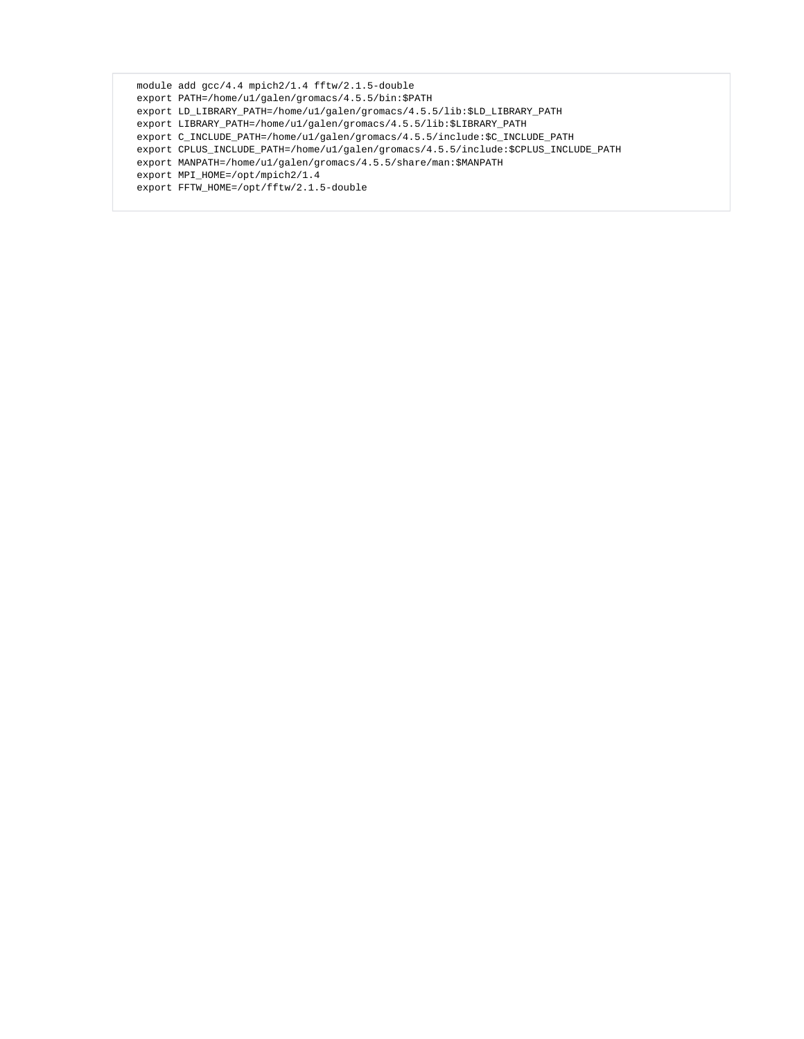```
module add gcc/4.4 mpich2/1.4 fftw/2.1.5-double
export PATH=/home/u1/galen/gromacs/4.5.5/bin:$PATH
export LD_LIBRARY_PATH=/home/u1/galen/gromacs/4.5.5/lib:$LD_LIBRARY_PATH
export LIBRARY_PATH=/home/u1/galen/gromacs/4.5.5/lib:$LIBRARY_PATH
export C_INCLUDE_PATH=/home/u1/galen/gromacs/4.5.5/include:$C_INCLUDE_PATH
export CPLUS_INCLUDE_PATH=/home/u1/galen/gromacs/4.5.5/include:$CPLUS_INCLUDE_PATH
export MANPATH=/home/u1/galen/gromacs/4.5.5/share/man:$MANPATH
export MPI_HOME=/opt/mpich2/1.4
export FFTW_HOME=/opt/fftw/2.1.5-double
```